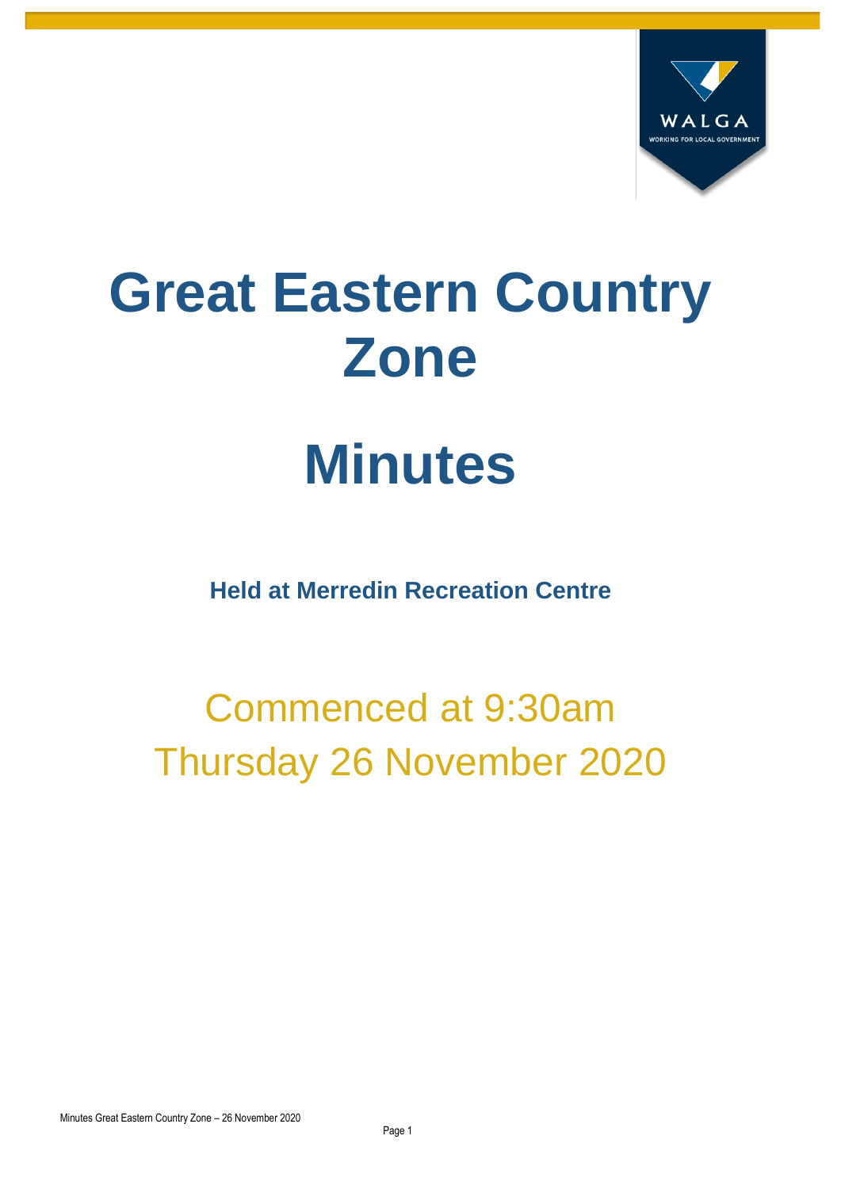# Great Eastern Country Zone

# Minutes

**Held at Merredin Recreation Centre**

Commenced at 9:30am

Thursday 26 November 2020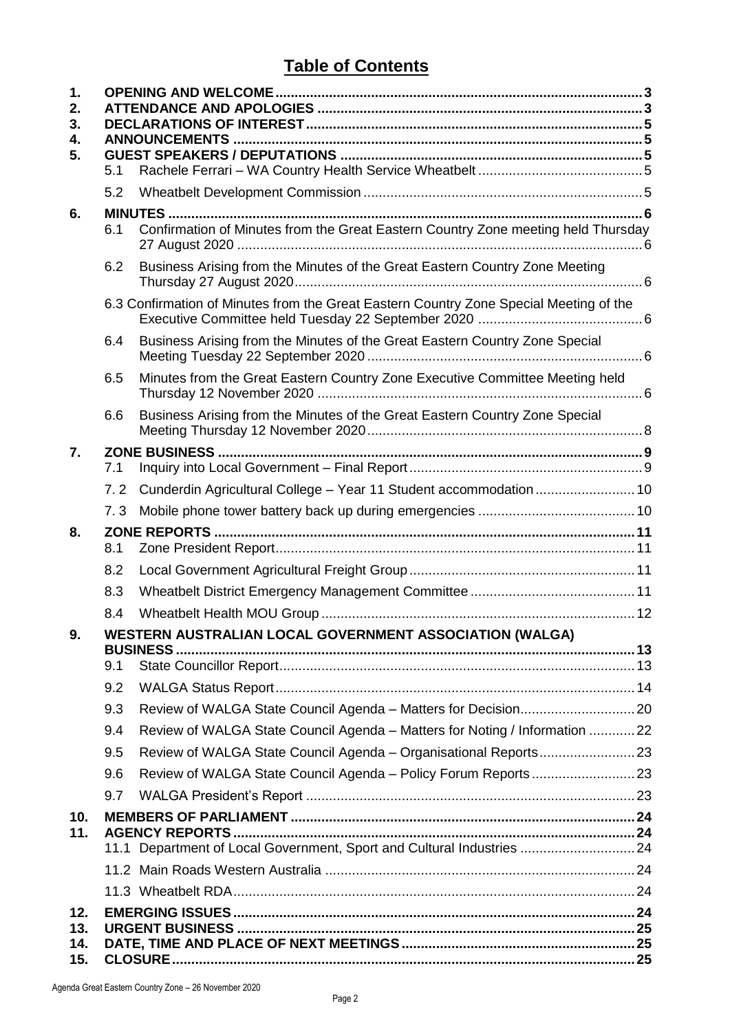# Table of Contents

1. OPENING AND WELCOME ........ 3
2. ATTENDANCE AND APOLOGIES ........ 3
3. DECLARATIONS OF INTEREST ........ 5
4. ANNOUNCEMENTS ........ 5
5. GUEST SPEAKERS / DEPUTATIONS ........ 5
   - 5.1 Rachele Ferrari – WA Country Health Service Wheatbelt ........ 5
   - 5.2 Wheatbelt Development Commission ........ 5
6. MINUTES ........ 6
   - 6.1 Confirmation of Minutes from the Great Eastern Country Zone meeting held Thursday 27 August 2020 ........ 6
   - 6.2 Business Arising from the Minutes of the Great Eastern Country Zone Meeting Thursday 27 August 2020 ........ 6
   - 6.3 Confirmation of Minutes from the Great Eastern Country Zone Special Meeting of the Executive Committee held Tuesday 22 September 2020 ........ 6
   - 6.4 Business Arising from the Minutes of the Great Eastern Country Zone Special Meeting Tuesday 22 September 2020 ........ 6
   - 6.5 Minutes from the Great Eastern Country Zone Executive Committee Meeting held Thursday 12 November 2020 ........ 6
   - 6.6 Business Arising from the Minutes of the Great Eastern Country Zone Special Meeting Thursday 12 November 2020 ........ 8
7. ZONE BUSINESS ........ 9
   - 7.1 Inquiry into Local Government – Final Report ........ 9
   - 7.2 Cunderdin Agricultural College – Year 11 Student accommodation ........ 10
   - 7.3 Mobile phone tower battery back up during emergencies ........ 10
8. ZONE REPORTS ........ 11
   - 8.1 Zone President Report ........ 11
   - 8.2 Local Government Agricultural Freight Group ........ 11
   - 8.3 Wheatbelt District Emergency Management Committee ........ 11
   - 8.4 Wheatbelt Health MOU Group ........ 12
9. WESTERN AUSTRALIAN LOCAL GOVERNMENT ASSOCIATION (WALGA) BUSINESS ........ 13
   - 9.1 State Councillor Report ........ 13
   - 9.2 WALGA Status Report ........ 14
   - 9.3 Review of WALGA State Council Agenda – Matters for Decision ........ 20
   - 9.4 Review of WALGA State Council Agenda – Matters for Noting / Information ........ 22
   - 9.5 Review of WALGA State Council Agenda – Organisational Reports ........ 23
   - 9.6 Review of WALGA State Council Agenda – Policy Forum Reports ........ 23
   - 9.7 WALGA President's Report ........ 23
10. MEMBERS OF PARLIAMENT ........ 24
11. AGENCY REPORTS ........ 24
    - 11.1 Department of Local Government, Sport and Cultural Industries ........ 24
    - 11.2 Main Roads Western Australia ........ 24
    - 11.3 Wheatbelt RDA ........ 24
12. EMERGING ISSUES ........ 24
13. URGENT BUSINESS ........ 25
14. DATE, TIME AND PLACE OF NEXT MEETINGS ........ 25
15. CLOSURE ........ 25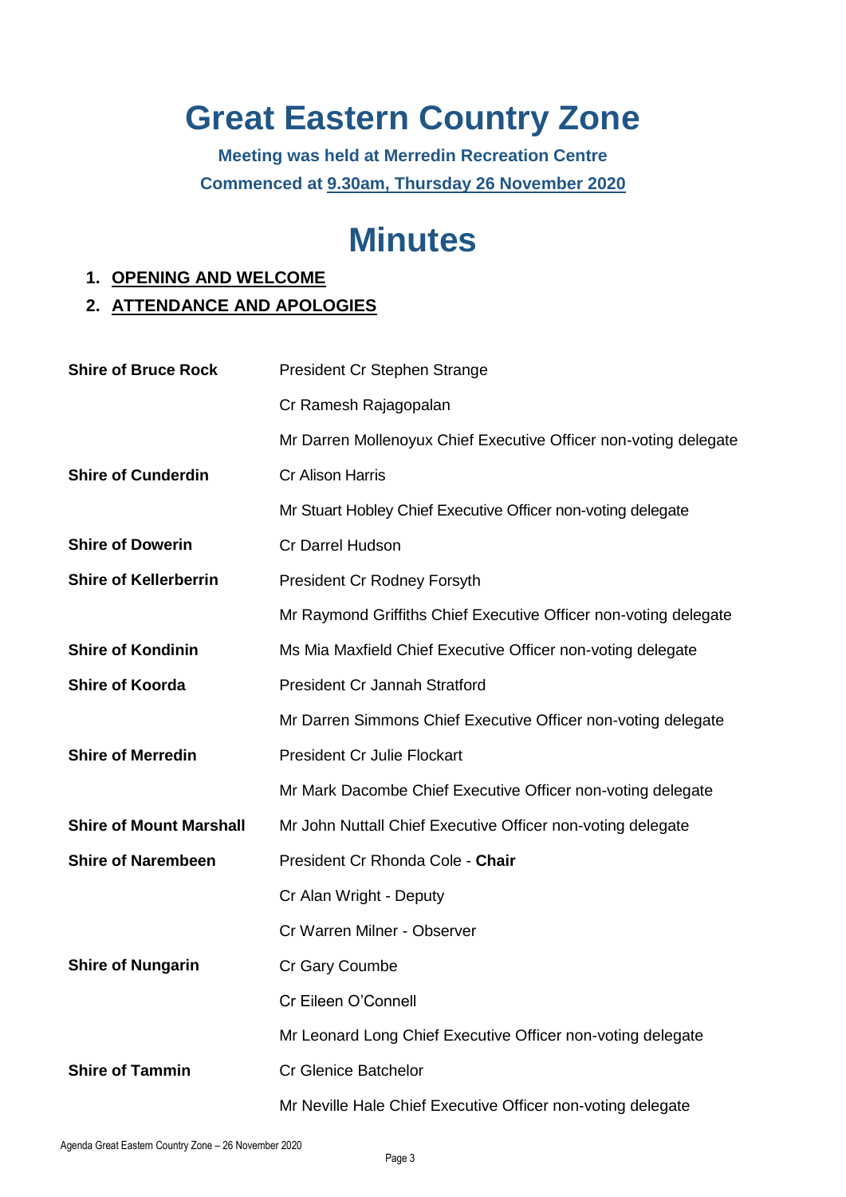# Great Eastern Country Zone

**Meeting was held at Merredin Recreation Centre**

**Commenced at 9.30am, Thursday 26 November 2020**

# Minutes

1. **OPENING AND WELCOME**
2. **ATTENDANCE AND APOLOGIES**

| | |
|---|---|
| **Shire of Bruce Rock** | President Cr Stephen Strange |
| | Cr Ramesh Rajagopalan |
| | Mr Darren Mollenoyux Chief Executive Officer non-voting delegate |
| **Shire of Cunderdin** | Cr Alison Harris |
| | Mr Stuart Hobley Chief Executive Officer non-voting delegate |
| **Shire of Dowerin** | Cr Darrel Hudson |
| **Shire of Kellerberrin** | President Cr Rodney Forsyth |
| | Mr Raymond Griffiths Chief Executive Officer non-voting delegate |
| **Shire of Kondinin** | Ms Mia Maxfield Chief Executive Officer non-voting delegate |
| **Shire of Koorda** | President Cr Jannah Stratford |
| | Mr Darren Simmons Chief Executive Officer non-voting delegate |
| **Shire of Merredin** | President Cr Julie Flockart |
| | Mr Mark Dacombe Chief Executive Officer non-voting delegate |
| **Shire of Mount Marshall** | Mr John Nuttall Chief Executive Officer non-voting delegate |
| **Shire of Narembeen** | President Cr Rhonda Cole - **Chair** |
| | Cr Alan Wright - Deputy |
| | Cr Warren Milner - Observer |
| **Shire of Nungarin** | Cr Gary Coumbe |
| | Cr Eileen O'Connell |
| | Mr Leonard Long Chief Executive Officer non-voting delegate |
| **Shire of Tammin** | Cr Glenice Batchelor |
| | Mr Neville Hale Chief Executive Officer non-voting delegate |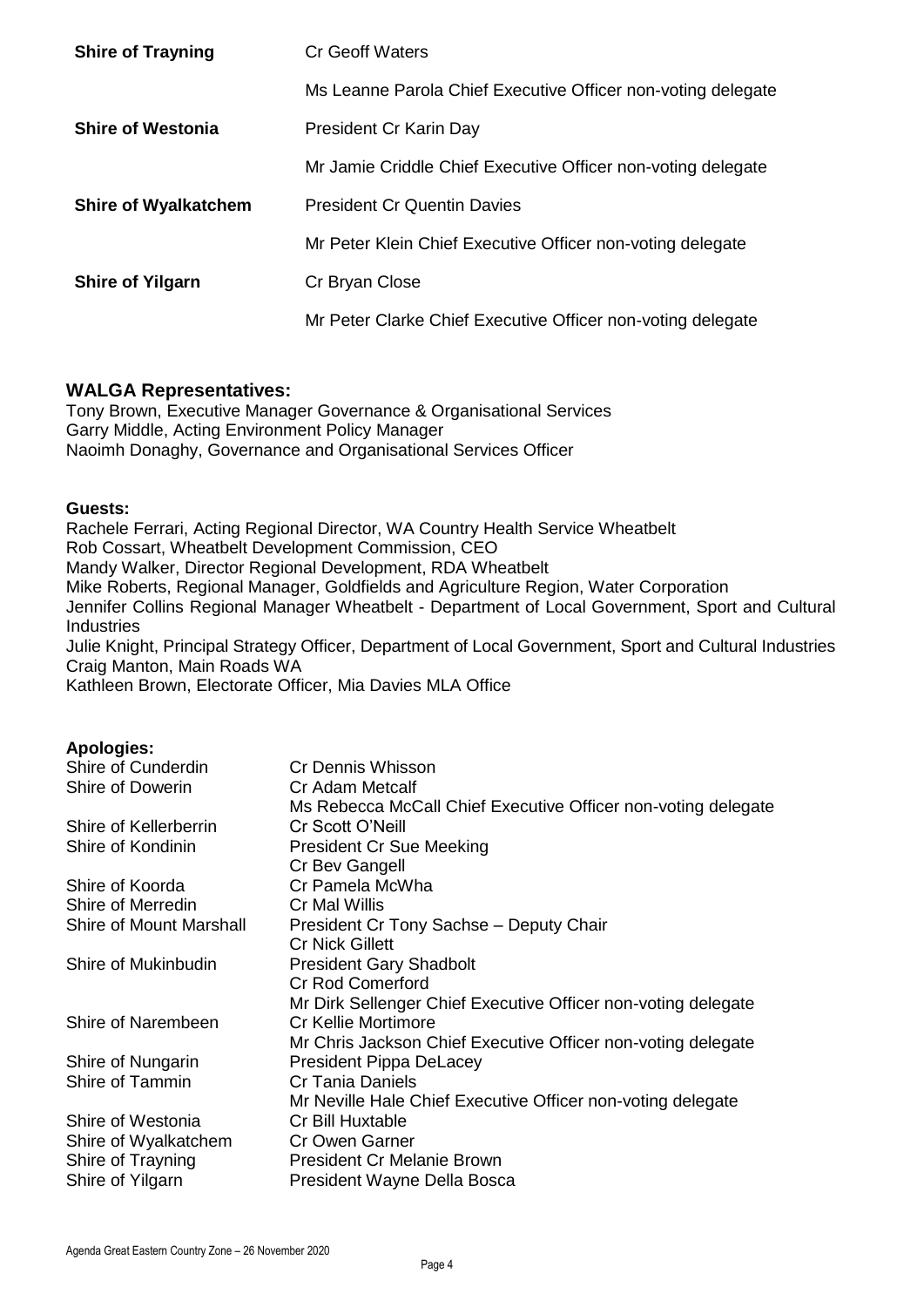| | |
|---|---|
| **Shire of Trayning** | Cr Geoff Waters |
| | Ms Leanne Parola Chief Executive Officer non-voting delegate |
| **Shire of Westonia** | President Cr Karin Day |
| | Mr Jamie Criddle Chief Executive Officer non-voting delegate |
| **Shire of Wyalkatchem** | President Cr Quentin Davies |
| | Mr Peter Klein Chief Executive Officer non-voting delegate |
| **Shire of Yilgarn** | Cr Bryan Close |
| | Mr Peter Clarke Chief Executive Officer non-voting delegate |

## WALGA Representatives:

Tony Brown, Executive Manager Governance & Organisational Services
Garry Middle, Acting Environment Policy Manager
Naoimh Donaghy, Governance and Organisational Services Officer

**Guests:**

Rachele Ferrari, Acting Regional Director, WA Country Health Service Wheatbelt
Rob Cossart, Wheatbelt Development Commission, CEO
Mandy Walker, Director Regional Development, RDA Wheatbelt
Mike Roberts, Regional Manager, Goldfields and Agriculture Region, Water Corporation
Jennifer Collins Regional Manager Wheatbelt - Department of Local Government, Sport and Cultural Industries
Julie Knight, Principal Strategy Officer, Department of Local Government, Sport and Cultural Industries
Craig Manton, Main Roads WA
Kathleen Brown, Electorate Officer, Mia Davies MLA Office

**Apologies:**

| | |
|---|---|
| Shire of Cunderdin | Cr Dennis Whisson |
| Shire of Dowerin | Cr Adam Metcalf |
| | Ms Rebecca McCall Chief Executive Officer non-voting delegate |
| Shire of Kellerberrin | Cr Scott O'Neill |
| Shire of Kondinin | President Cr Sue Meeking |
| | Cr Bev Gangell |
| Shire of Koorda | Cr Pamela McWha |
| Shire of Merredin | Cr Mal Willis |
| Shire of Mount Marshall | President Cr Tony Sachse – Deputy Chair |
| | Cr Nick Gillett |
| Shire of Mukinbudin | President Gary Shadbolt |
| | Cr Rod Comerford |
| | Mr Dirk Sellenger Chief Executive Officer non-voting delegate |
| Shire of Narembeen | Cr Kellie Mortimore |
| | Mr Chris Jackson Chief Executive Officer non-voting delegate |
| Shire of Nungarin | President Pippa DeLacey |
| Shire of Tammin | Cr Tania Daniels |
| | Mr Neville Hale Chief Executive Officer non-voting delegate |
| Shire of Westonia | Cr Bill Huxtable |
| Shire of Wyalkatchem | Cr Owen Garner |
| Shire of Trayning | President Cr Melanie Brown |
| Shire of Yilgarn | President Wayne Della Bosca |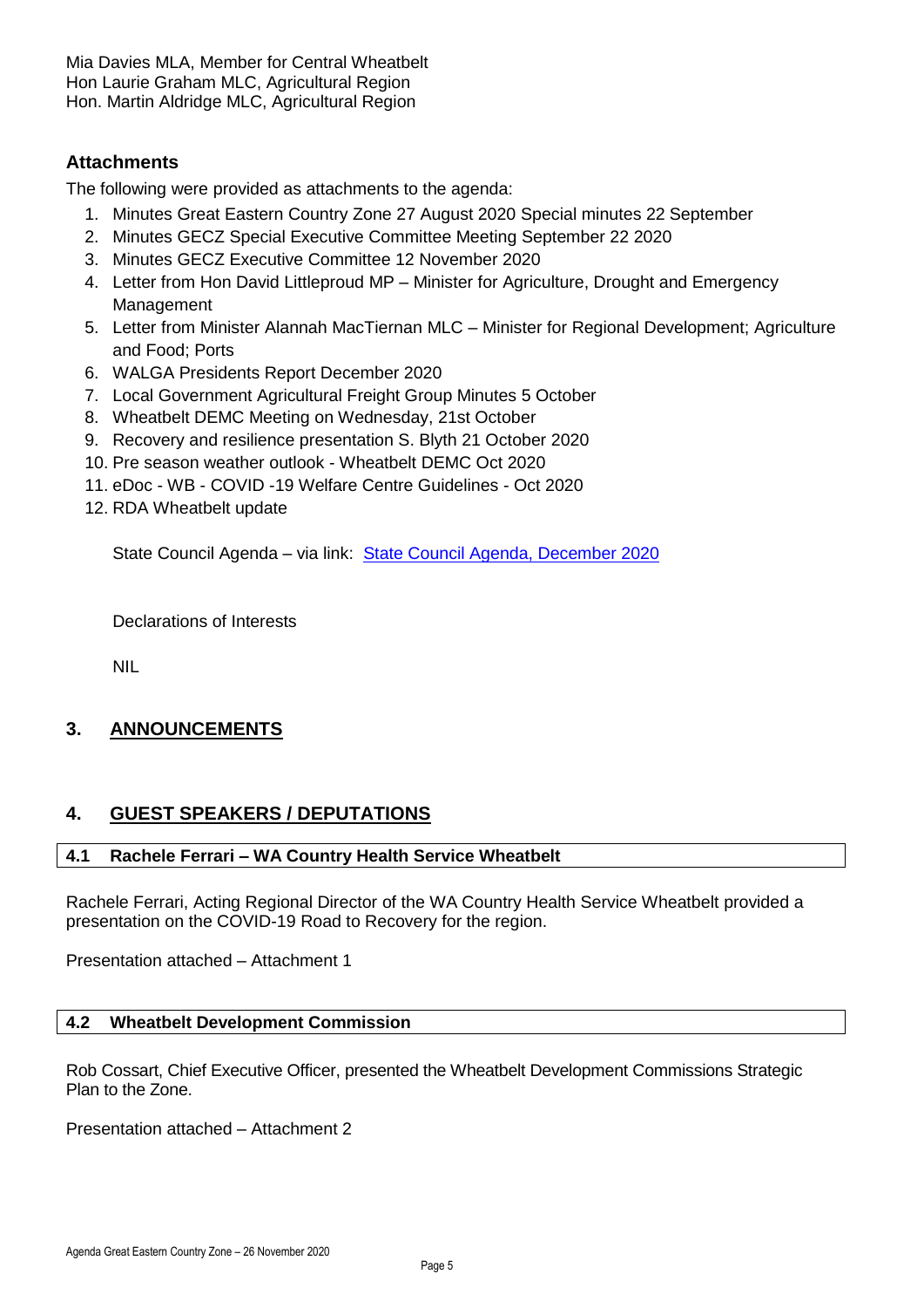Mia Davies MLA, Member for Central Wheatbelt
Hon Laurie Graham MLC, Agricultural Region
Hon. Martin Aldridge MLC, Agricultural Region

### Attachments

The following were provided as attachments to the agenda:

1. Minutes Great Eastern Country Zone 27 August 2020 Special minutes 22 September
2. Minutes GECZ Special Executive Committee Meeting September 22 2020
3. Minutes GECZ Executive Committee 12 November 2020
4. Letter from Hon David Littleproud MP – Minister for Agriculture, Drought and Emergency Management
5. Letter from Minister Alannah MacTiernan MLC – Minister for Regional Development; Agriculture and Food; Ports
6. WALGA Presidents Report December 2020
7. Local Government Agricultural Freight Group Minutes 5 October
8. Wheatbelt DEMC Meeting on Wednesday, 21st October
9. Recovery and resilience presentation S. Blyth 21 October 2020
10. Pre season weather outlook - Wheatbelt DEMC Oct 2020
11. eDoc - WB - COVID -19 Welfare Centre Guidelines - Oct 2020
12. RDA Wheatbelt update

State Council Agenda – via link: State Council Agenda, December 2020

Declarations of Interests

NIL

## 3. ANNOUNCEMENTS

## 4. GUEST SPEAKERS / DEPUTATIONS

### 4.1 Rachele Ferrari – WA Country Health Service Wheatbelt

Rachele Ferrari, Acting Regional Director of the WA Country Health Service Wheatbelt provided a presentation on the COVID-19 Road to Recovery for the region.

Presentation attached – Attachment 1

### 4.2 Wheatbelt Development Commission

Rob Cossart, Chief Executive Officer, presented the Wheatbelt Development Commissions Strategic Plan to the Zone.

Presentation attached – Attachment 2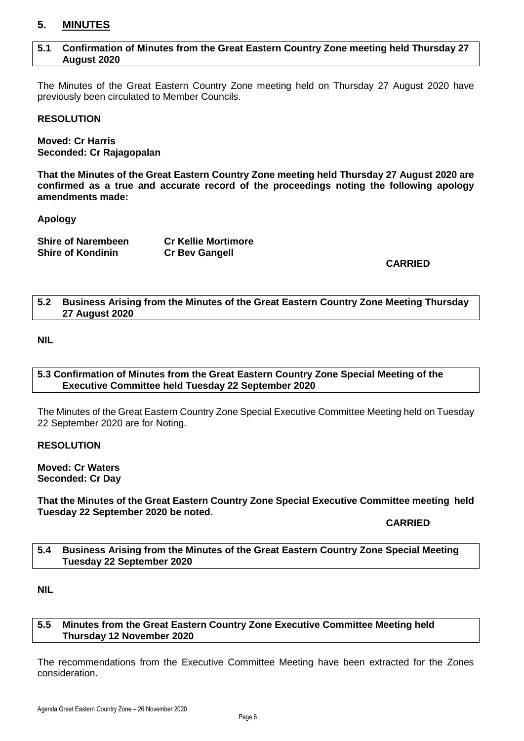## 5. MINUTES

### 5.1 Confirmation of Minutes from the Great Eastern Country Zone meeting held Thursday 27 August 2020

The Minutes of the Great Eastern Country Zone meeting held on Thursday 27 August 2020 have previously been circulated to Member Councils.

**RESOLUTION**

**Moved: Cr Harris**
**Seconded: Cr Rajagopalan**

**That the Minutes of the Great Eastern Country Zone meeting held Thursday 27 August 2020 are confirmed as a true and accurate record of the proceedings noting the following apology amendments made:**

**Apology**

| | |
|---|---|
| **Shire of Narembeen** | **Cr Kellie Mortimore** |
| **Shire of Kondinin** | **Cr Bev Gangell** |

**CARRIED**

### 5.2 Business Arising from the Minutes of the Great Eastern Country Zone Meeting Thursday 27 August 2020

**NIL**

### 5.3 Confirmation of Minutes from the Great Eastern Country Zone Special Meeting of the Executive Committee held Tuesday 22 September 2020

The Minutes of the Great Eastern Country Zone Special Executive Committee Meeting held on Tuesday 22 September 2020 are for Noting.

**RESOLUTION**

**Moved: Cr Waters**
**Seconded: Cr Day**

**That the Minutes of the Great Eastern Country Zone Special Executive Committee meeting held Tuesday 22 September 2020 be noted.**

**CARRIED**

### 5.4 Business Arising from the Minutes of the Great Eastern Country Zone Special Meeting Tuesday 22 September 2020

**NIL**

### 5.5 Minutes from the Great Eastern Country Zone Executive Committee Meeting held Thursday 12 November 2020

The recommendations from the Executive Committee Meeting have been extracted for the Zones consideration.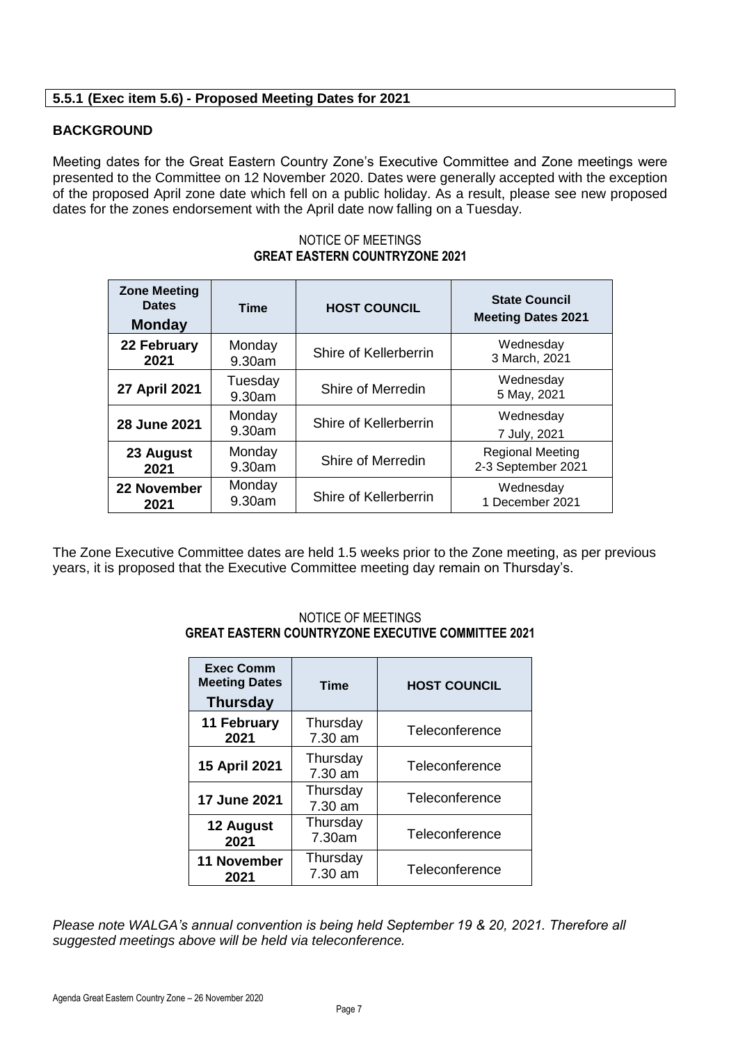**5.5.1 (Exec item 5.6) - Proposed Meeting Dates for 2021**

**BACKGROUND**

Meeting dates for the Great Eastern Country Zone's Executive Committee and Zone meetings were presented to the Committee on 12 November 2020. Dates were generally accepted with the exception of the proposed April zone date which fell on a public holiday. As a result, please see new proposed dates for the zones endorsement with the April date now falling on a Tuesday.

NOTICE OF MEETINGS
**GREAT EASTERN COUNTRYZONE 2021**

| **Zone Meeting Dates Monday** | **Time** | **HOST COUNCIL** | **State Council Meeting Dates 2021** |
|---|---|---|---|
| **22 February 2021** | Monday 9.30am | Shire of Kellerberrin | Wednesday 3 March, 2021 |
| **27 April 2021** | Tuesday 9.30am | Shire of Merredin | Wednesday 5 May, 2021 |
| **28 June 2021** | Monday 9.30am | Shire of Kellerberrin | Wednesday 7 July, 2021 |
| **23 August 2021** | Monday 9.30am | Shire of Merredin | Regional Meeting 2-3 September 2021 |
| **22 November 2021** | Monday 9.30am | Shire of Kellerberrin | Wednesday 1 December 2021 |

The Zone Executive Committee dates are held 1.5 weeks prior to the Zone meeting, as per previous years, it is proposed that the Executive Committee meeting day remain on Thursday's.

NOTICE OF MEETINGS
**GREAT EASTERN COUNTRYZONE EXECUTIVE COMMITTEE 2021**

| **Exec Comm Meeting Dates Thursday** | **Time** | **HOST COUNCIL** |
|---|---|---|
| **11 February 2021** | Thursday 7.30 am | Teleconference |
| **15 April 2021** | Thursday 7.30 am | Teleconference |
| **17 June 2021** | Thursday 7.30 am | Teleconference |
| **12 August 2021** | Thursday 7.30am | Teleconference |
| **11 November 2021** | Thursday 7.30 am | Teleconference |

*Please note WALGA's annual convention is being held September 19 & 20, 2021. Therefore all suggested meetings above will be held via teleconference.*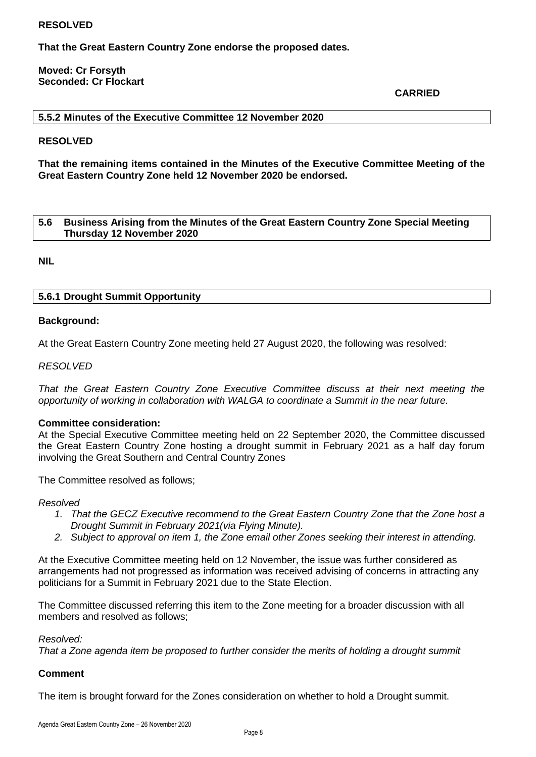**RESOLVED**

**That the Great Eastern Country Zone endorse the proposed dates.**

**Moved: Cr Forsyth**
**Seconded: Cr Flockart**

**CARRIED**

### 5.5.2 Minutes of the Executive Committee 12 November 2020

**RESOLVED**

**That the remaining items contained in the Minutes of the Executive Committee Meeting of the Great Eastern Country Zone held 12 November 2020 be endorsed.**

### 5.6 Business Arising from the Minutes of the Great Eastern Country Zone Special Meeting Thursday 12 November 2020

**NIL**

### 5.6.1 Drought Summit Opportunity

**Background:**

At the Great Eastern Country Zone meeting held 27 August 2020, the following was resolved:

*RESOLVED*

*That the Great Eastern Country Zone Executive Committee discuss at their next meeting the opportunity of working in collaboration with WALGA to coordinate a Summit in the near future.*

**Committee consideration:**

At the Special Executive Committee meeting held on 22 September 2020, the Committee discussed the Great Eastern Country Zone hosting a drought summit in February 2021 as a half day forum involving the Great Southern and Central Country Zones

The Committee resolved as follows;

*Resolved*

1. *That the GECZ Executive recommend to the Great Eastern Country Zone that the Zone host a Drought Summit in February 2021(via Flying Minute).*
2. *Subject to approval on item 1, the Zone email other Zones seeking their interest in attending.*

At the Executive Committee meeting held on 12 November, the issue was further considered as arrangements had not progressed as information was received advising of concerns in attracting any politicians for a Summit in February 2021 due to the State Election.

The Committee discussed referring this item to the Zone meeting for a broader discussion with all members and resolved as follows;

*Resolved:*

*That a Zone agenda item be proposed to further consider the merits of holding a drought summit*

**Comment**

The item is brought forward for the Zones consideration on whether to hold a Drought summit.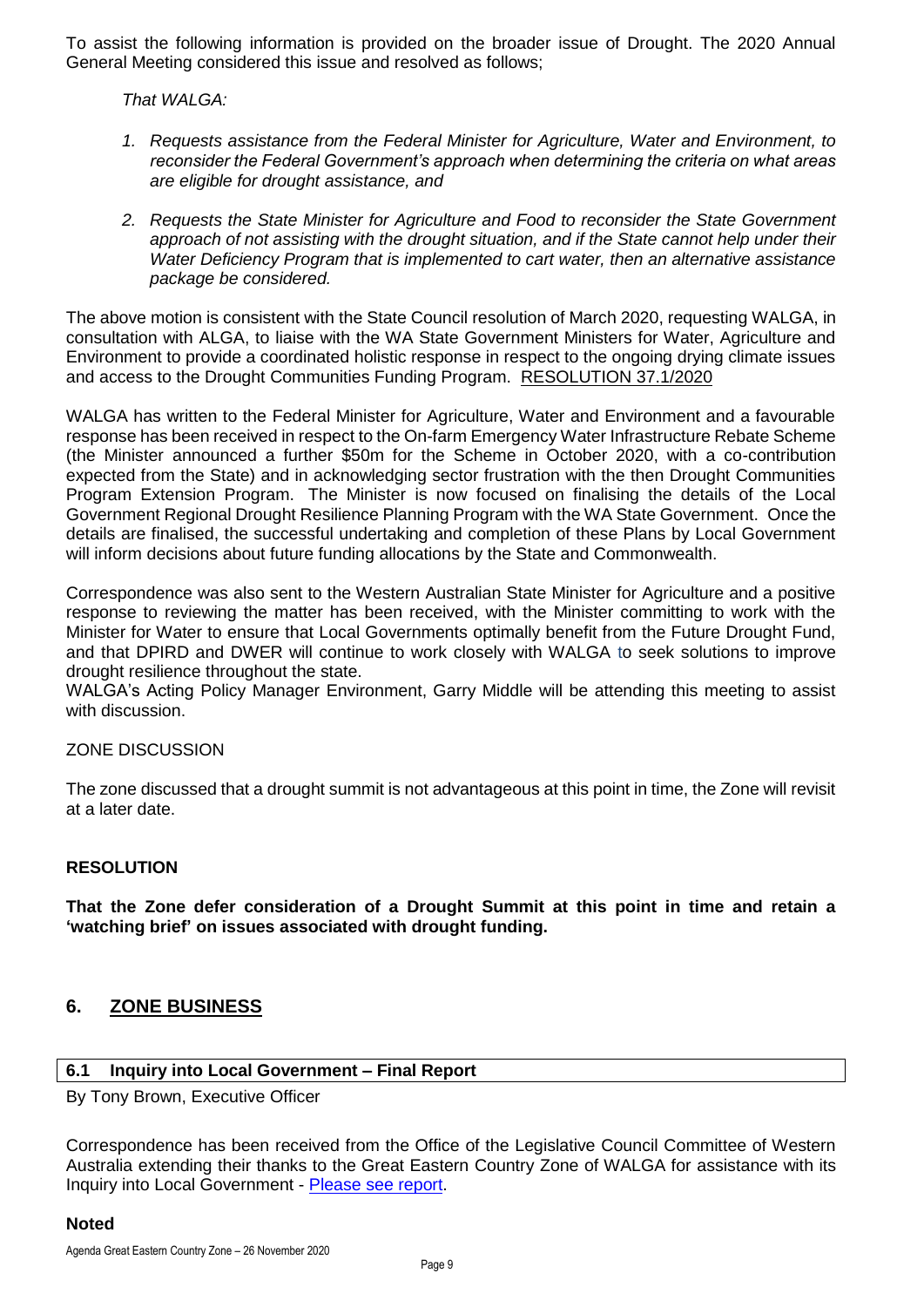To assist the following information is provided on the broader issue of Drought. The 2020 Annual General Meeting considered this issue and resolved as follows;

*That WALGA:*

1. *Requests assistance from the Federal Minister for Agriculture, Water and Environment, to reconsider the Federal Government's approach when determining the criteria on what areas are eligible for drought assistance, and*
2. *Requests the State Minister for Agriculture and Food to reconsider the State Government approach of not assisting with the drought situation, and if the State cannot help under their Water Deficiency Program that is implemented to cart water, then an alternative assistance package be considered.*

The above motion is consistent with the State Council resolution of March 2020, requesting WALGA, in consultation with ALGA, to liaise with the WA State Government Ministers for Water, Agriculture and Environment to provide a coordinated holistic response in respect to the ongoing drying climate issues and access to the Drought Communities Funding Program. RESOLUTION 37.1/2020

WALGA has written to the Federal Minister for Agriculture, Water and Environment and a favourable response has been received in respect to the On-farm Emergency Water Infrastructure Rebate Scheme (the Minister announced a further $50m for the Scheme in October 2020, with a co-contribution expected from the State) and in acknowledging sector frustration with the then Drought Communities Program Extension Program. The Minister is now focused on finalising the details of the Local Government Regional Drought Resilience Planning Program with the WA State Government. Once the details are finalised, the successful undertaking and completion of these Plans by Local Government will inform decisions about future funding allocations by the State and Commonwealth.

Correspondence was also sent to the Western Australian State Minister for Agriculture and a positive response to reviewing the matter has been received, with the Minister committing to work with the Minister for Water to ensure that Local Governments optimally benefit from the Future Drought Fund, and that DPIRD and DWER will continue to work closely with WALGA to seek solutions to improve drought resilience throughout the state.
WALGA's Acting Policy Manager Environment, Garry Middle will be attending this meeting to assist with discussion.

ZONE DISCUSSION

The zone discussed that a drought summit is not advantageous at this point in time, the Zone will revisit at a later date.

**RESOLUTION**

**That the Zone defer consideration of a Drought Summit at this point in time and retain a 'watching brief' on issues associated with drought funding.**

## 6. ZONE BUSINESS

### 6.1 Inquiry into Local Government – Final Report

By Tony Brown, Executive Officer

Correspondence has been received from the Office of the Legislative Council Committee of Western Australia extending their thanks to the Great Eastern Country Zone of WALGA for assistance with its Inquiry into Local Government - Please see report.

**Noted**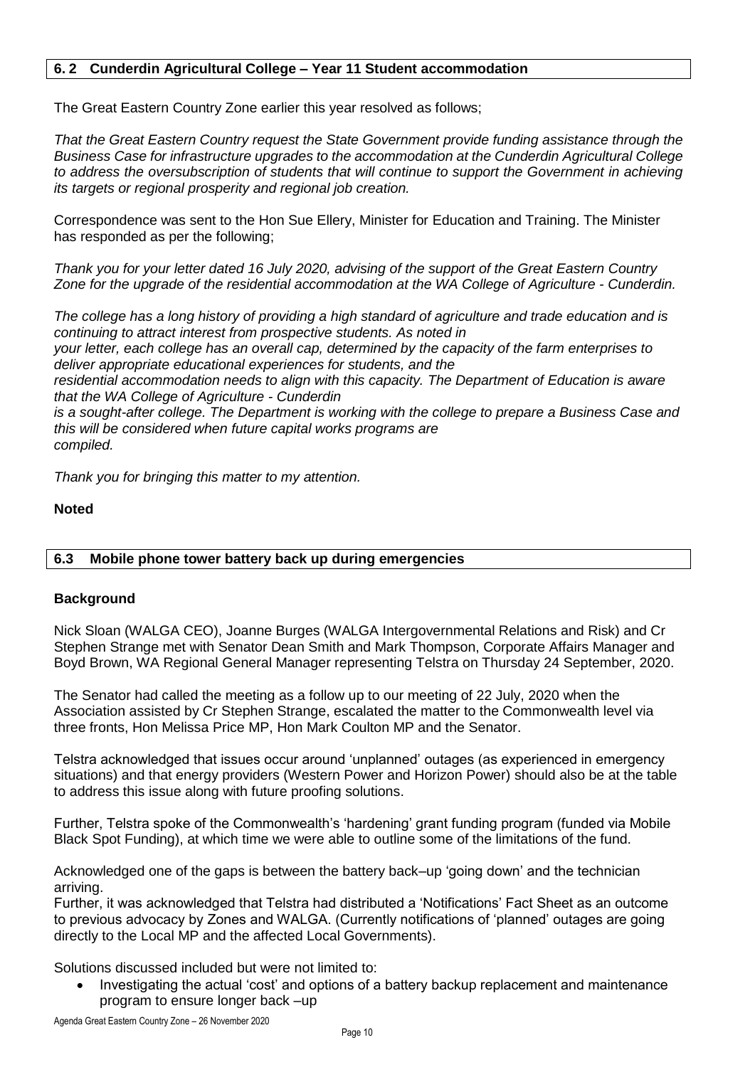## 6. 2 Cunderdin Agricultural College – Year 11 Student accommodation

The Great Eastern Country Zone earlier this year resolved as follows;

*That the Great Eastern Country request the State Government provide funding assistance through the Business Case for infrastructure upgrades to the accommodation at the Cunderdin Agricultural College to address the oversubscription of students that will continue to support the Government in achieving its targets or regional prosperity and regional job creation.*

Correspondence was sent to the Hon Sue Ellery, Minister for Education and Training. The Minister has responded as per the following;

*Thank you for your letter dated 16 July 2020, advising of the support of the Great Eastern Country Zone for the upgrade of the residential accommodation at the WA College of Agriculture - Cunderdin.*

*The college has a long history of providing a high standard of agriculture and trade education and is continuing to attract interest from prospective students. As noted in your letter, each college has an overall cap, determined by the capacity of the farm enterprises to deliver appropriate educational experiences for students, and the residential accommodation needs to align with this capacity. The Department of Education is aware that the WA College of Agriculture - Cunderdin is a sought-after college. The Department is working with the college to prepare a Business Case and this will be considered when future capital works programs are compiled.*

*Thank you for bringing this matter to my attention.*

**Noted**

## 6.3 Mobile phone tower battery back up during emergencies

**Background**

Nick Sloan (WALGA CEO), Joanne Burges (WALGA Intergovernmental Relations and Risk) and Cr Stephen Strange met with Senator Dean Smith and Mark Thompson, Corporate Affairs Manager and Boyd Brown, WA Regional General Manager representing Telstra on Thursday 24 September, 2020.

The Senator had called the meeting as a follow up to our meeting of 22 July, 2020 when the Association assisted by Cr Stephen Strange, escalated the matter to the Commonwealth level via three fronts, Hon Melissa Price MP, Hon Mark Coulton MP and the Senator.

Telstra acknowledged that issues occur around 'unplanned' outages (as experienced in emergency situations) and that energy providers (Western Power and Horizon Power) should also be at the table to address this issue along with future proofing solutions.

Further, Telstra spoke of the Commonwealth's 'hardening' grant funding program (funded via Mobile Black Spot Funding), at which time we were able to outline some of the limitations of the fund.

Acknowledged one of the gaps is between the battery back–up 'going down' and the technician arriving.

Further, it was acknowledged that Telstra had distributed a 'Notifications' Fact Sheet as an outcome to previous advocacy by Zones and WALGA. (Currently notifications of 'planned' outages are going directly to the Local MP and the affected Local Governments).

Solutions discussed included but were not limited to:

- Investigating the actual 'cost' and options of a battery backup replacement and maintenance program to ensure longer back –up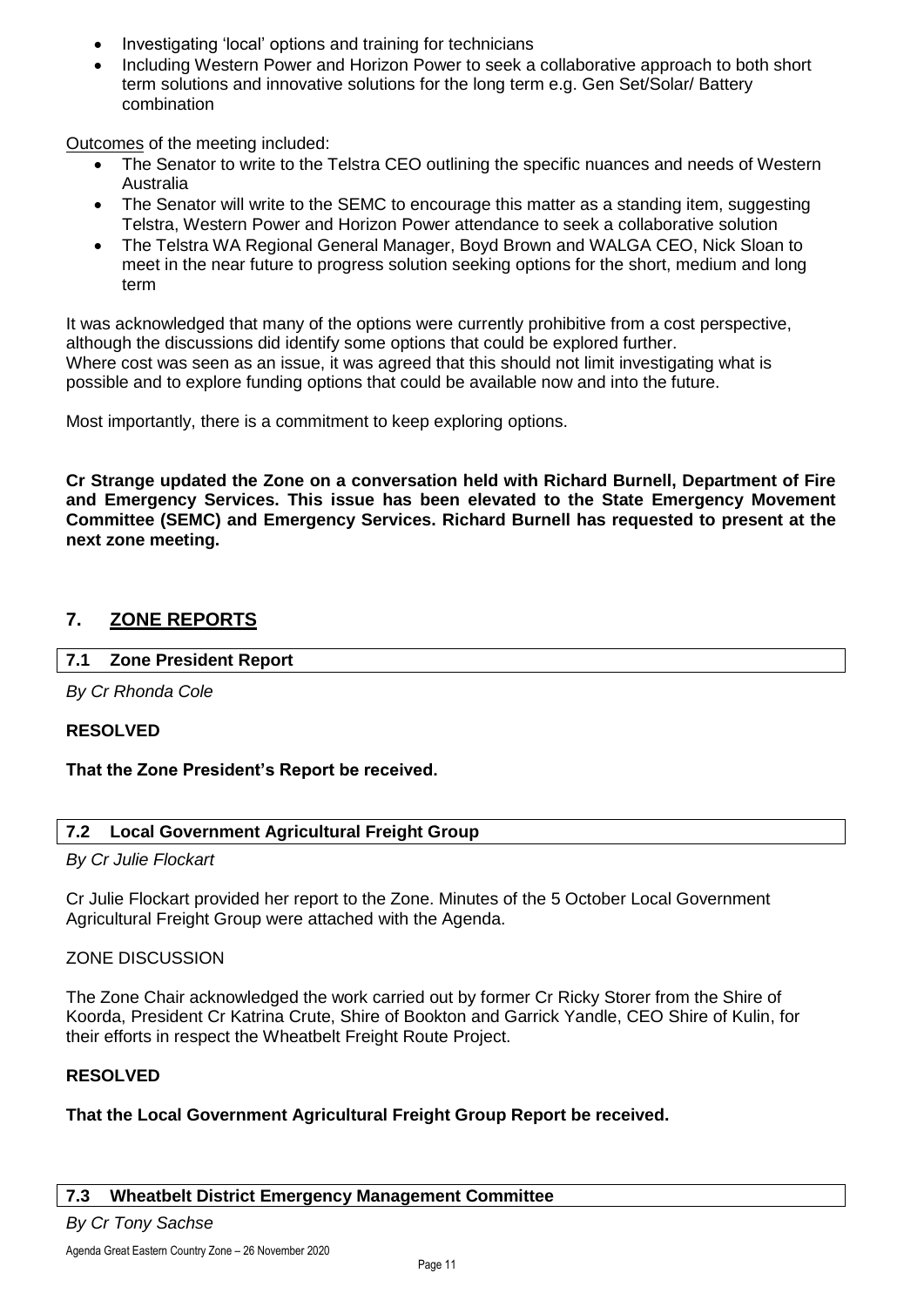- Investigating 'local' options and training for technicians
- Including Western Power and Horizon Power to seek a collaborative approach to both short term solutions and innovative solutions for the long term e.g. Gen Set/Solar/ Battery combination

Outcomes of the meeting included:

- The Senator to write to the Telstra CEO outlining the specific nuances and needs of Western Australia
- The Senator will write to the SEMC to encourage this matter as a standing item, suggesting Telstra, Western Power and Horizon Power attendance to seek a collaborative solution
- The Telstra WA Regional General Manager, Boyd Brown and WALGA CEO, Nick Sloan to meet in the near future to progress solution seeking options for the short, medium and long term

It was acknowledged that many of the options were currently prohibitive from a cost perspective, although the discussions did identify some options that could be explored further.
Where cost was seen as an issue, it was agreed that this should not limit investigating what is possible and to explore funding options that could be available now and into the future.

Most importantly, there is a commitment to keep exploring options.

**Cr Strange updated the Zone on a conversation held with Richard Burnell, Department of Fire and Emergency Services. This issue has been elevated to the State Emergency Movement Committee (SEMC) and Emergency Services. Richard Burnell has requested to present at the next zone meeting.**

## 7. ZONE REPORTS

### 7.1 Zone President Report

*By Cr Rhonda Cole*

**RESOLVED**

**That the Zone President's Report be received.**

### 7.2 Local Government Agricultural Freight Group

*By Cr Julie Flockart*

Cr Julie Flockart provided her report to the Zone. Minutes of the 5 October Local Government Agricultural Freight Group were attached with the Agenda.

ZONE DISCUSSION

The Zone Chair acknowledged the work carried out by former Cr Ricky Storer from the Shire of Koorda, President Cr Katrina Crute, Shire of Bookton and Garrick Yandle, CEO Shire of Kulin, for their efforts in respect the Wheatbelt Freight Route Project.

**RESOLVED**

**That the Local Government Agricultural Freight Group Report be received.**

### 7.3 Wheatbelt District Emergency Management Committee

*By Cr Tony Sachse*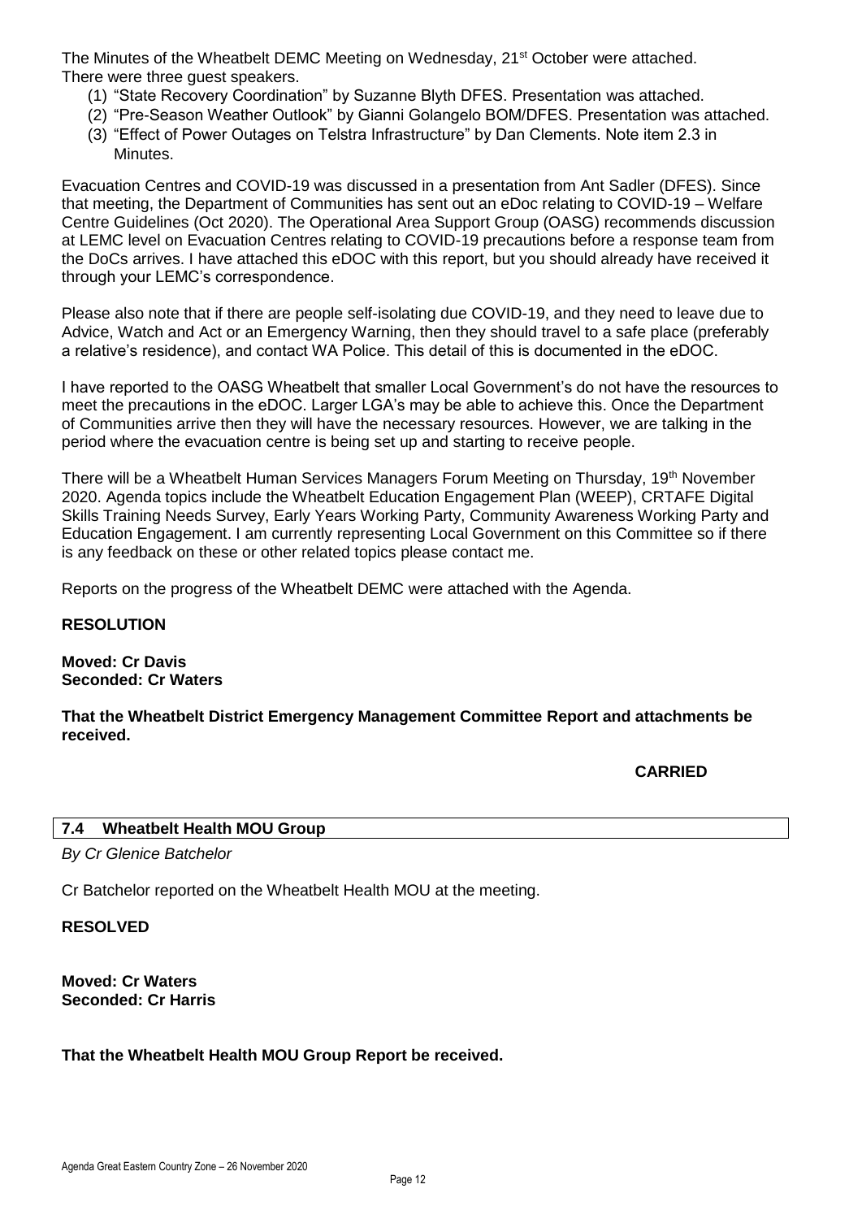The Minutes of the Wheatbelt DEMC Meeting on Wednesday, 21st October were attached. There were three guest speakers.

1. "State Recovery Coordination" by Suzanne Blyth DFES. Presentation was attached.
2. "Pre-Season Weather Outlook" by Gianni Golangelo BOM/DFES. Presentation was attached.
3. "Effect of Power Outages on Telstra Infrastructure" by Dan Clements. Note item 2.3 in Minutes.

Evacuation Centres and COVID-19 was discussed in a presentation from Ant Sadler (DFES). Since that meeting, the Department of Communities has sent out an eDoc relating to COVID-19 – Welfare Centre Guidelines (Oct 2020). The Operational Area Support Group (OASG) recommends discussion at LEMC level on Evacuation Centres relating to COVID-19 precautions before a response team from the DoCs arrives. I have attached this eDOC with this report, but you should already have received it through your LEMC's correspondence.

Please also note that if there are people self-isolating due COVID-19, and they need to leave due to Advice, Watch and Act or an Emergency Warning, then they should travel to a safe place (preferably a relative's residence), and contact WA Police. This detail of this is documented in the eDOC.

I have reported to the OASG Wheatbelt that smaller Local Government's do not have the resources to meet the precautions in the eDOC. Larger LGA's may be able to achieve this. Once the Department of Communities arrive then they will have the necessary resources. However, we are talking in the period where the evacuation centre is being set up and starting to receive people.

There will be a Wheatbelt Human Services Managers Forum Meeting on Thursday, 19th November 2020. Agenda topics include the Wheatbelt Education Engagement Plan (WEEP), CRTAFE Digital Skills Training Needs Survey, Early Years Working Party, Community Awareness Working Party and Education Engagement. I am currently representing Local Government on this Committee so if there is any feedback on these or other related topics please contact me.

Reports on the progress of the Wheatbelt DEMC were attached with the Agenda.

**RESOLUTION**

**Moved: Cr Davis**
**Seconded: Cr Waters**

**That the Wheatbelt District Emergency Management Committee Report and attachments be received.**

**CARRIED**

## 7.4 Wheatbelt Health MOU Group

*By Cr Glenice Batchelor*

Cr Batchelor reported on the Wheatbelt Health MOU at the meeting.

**RESOLVED**

**Moved: Cr Waters**
**Seconded: Cr Harris**

**That the Wheatbelt Health MOU Group Report be received.**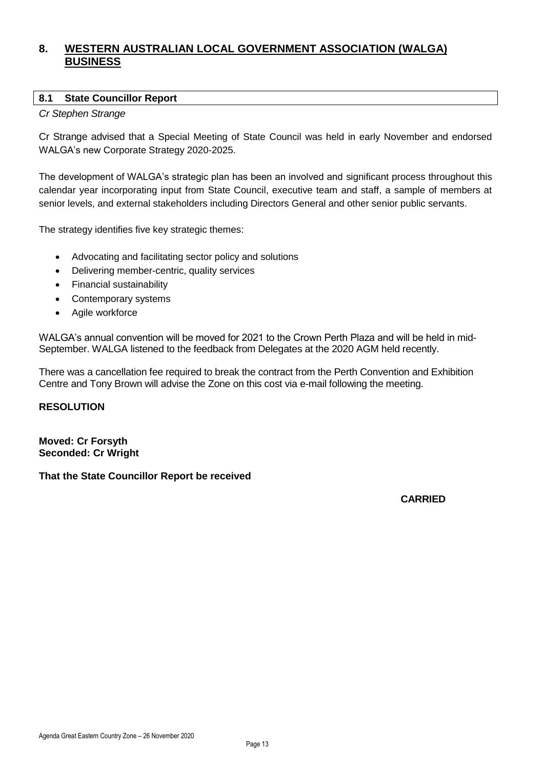# 8. WESTERN AUSTRALIAN LOCAL GOVERNMENT ASSOCIATION (WALGA) BUSINESS

## 8.1 State Councillor Report

*Cr Stephen Strange*

Cr Strange advised that a Special Meeting of State Council was held in early November and endorsed WALGA's new Corporate Strategy 2020-2025.

The development of WALGA's strategic plan has been an involved and significant process throughout this calendar year incorporating input from State Council, executive team and staff, a sample of members at senior levels, and external stakeholders including Directors General and other senior public servants.

The strategy identifies five key strategic themes:

- Advocating and facilitating sector policy and solutions
- Delivering member-centric, quality services
- Financial sustainability
- Contemporary systems
- Agile workforce

WALGA's annual convention will be moved for 2021 to the Crown Perth Plaza and will be held in mid-September. WALGA listened to the feedback from Delegates at the 2020 AGM held recently.

There was a cancellation fee required to break the contract from the Perth Convention and Exhibition Centre and Tony Brown will advise the Zone on this cost via e-mail following the meeting.

**RESOLUTION**

**Moved: Cr Forsyth**
**Seconded: Cr Wright**

**That the State Councillor Report be received**

**CARRIED**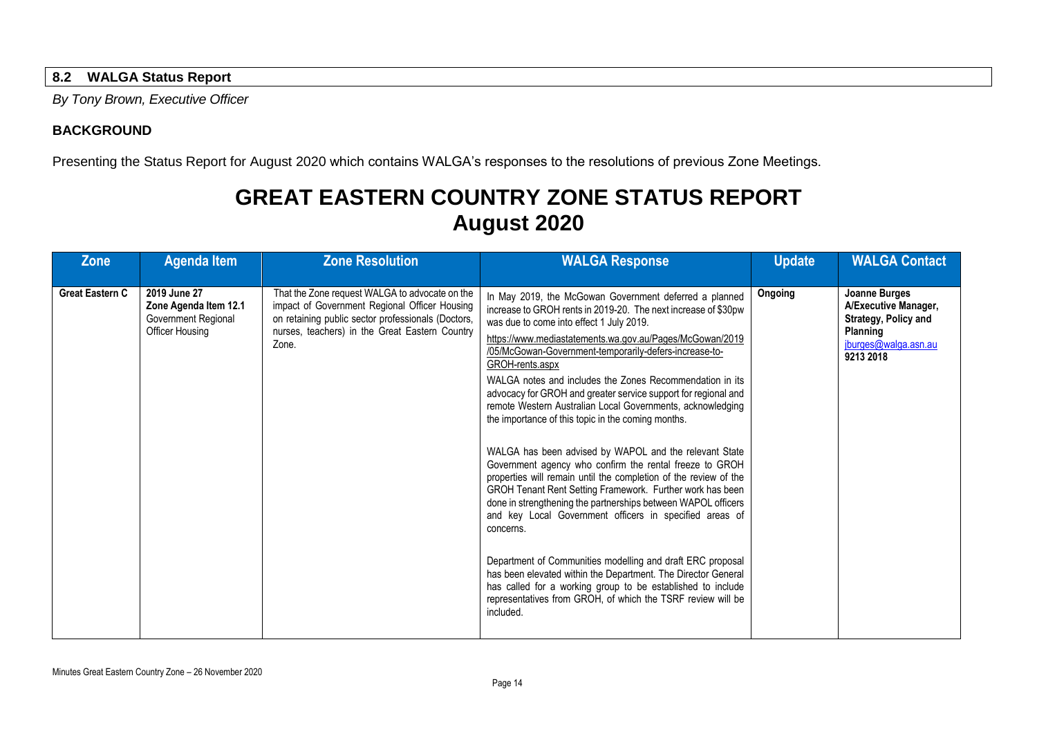## 8.2 WALGA Status Report

*By Tony Brown, Executive Officer*

### BACKGROUND

Presenting the Status Report for August 2020 which contains WALGA's responses to the resolutions of previous Zone Meetings.

# GREAT EASTERN COUNTRY ZONE STATUS REPORT
# August 2020

| Zone | Agenda Item | Zone Resolution | WALGA Response | Update | WALGA Contact |
|---|---|---|---|---|---|
| **Great Eastern C** | **2019 June 27 Zone Agenda Item 12.1** Government Regional Officer Housing | That the Zone request WALGA to advocate on the impact of Government Regional Officer Housing on retaining public sector professionals (Doctors, nurses, teachers) in the Great Eastern Country Zone. | In May 2019, the McGowan Government deferred a planned increase to GROH rents in 2019-20. The next increase of $30pw was due to come into effect 1 July 2019.<br>https://www.mediastatements.wa.gov.au/Pages/McGowan/2019/05/McGowan-Government-temporarily-defers-increase-to-GROH-rents.aspx<br>WALGA notes and includes the Zones Recommendation in its advocacy for GROH and greater service support for regional and remote Western Australian Local Governments, acknowledging the importance of this topic in the coming months.<br><br>WALGA has been advised by WAPOL and the relevant State Government agency who confirm the rental freeze to GROH properties will remain until the completion of the review of the GROH Tenant Rent Setting Framework. Further work has been done in strengthening the partnerships between WAPOL officers and key Local Government officers in specified areas of concerns.<br><br>Department of Communities modelling and draft ERC proposal has been elevated within the Department. The Director General has called for a working group to be established to include representatives from GROH, of which the TSRF review will be included. | **Ongoing** | **Joanne Burges A/Executive Manager, Strategy, Policy and Planning** jburges@walga.asn.au **9213 2018** |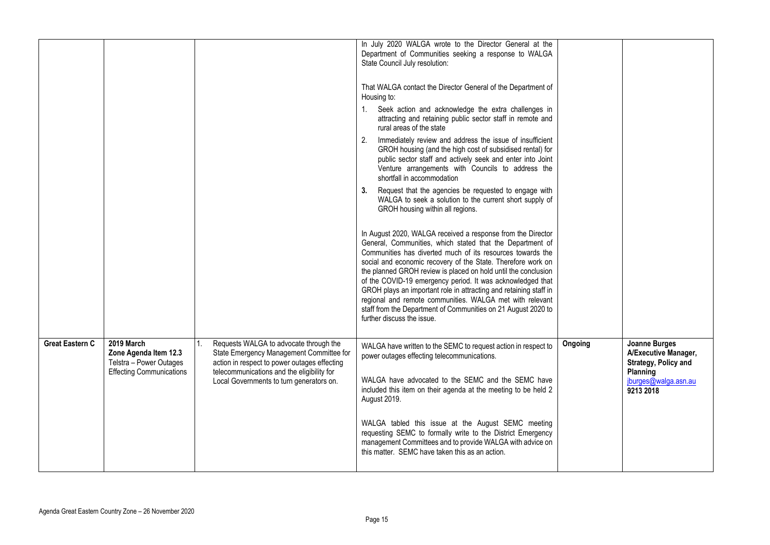| | | | | | |
|---|---|---|---|---|---|
| | | | In July 2020 WALGA wrote to the Director General at the Department of Communities seeking a response to WALGA State Council July resolution:<br><br>That WALGA contact the Director General of the Department of Housing to:<br>1. Seek action and acknowledge the extra challenges in attracting and retaining public sector staff in remote and rural areas of the state<br>2. Immediately review and address the issue of insufficient GROH housing (and the high cost of subsidised rental) for public sector staff and actively seek and enter into Joint Venture arrangements with Councils to address the shortfall in accommodation<br>**3.** Request that the agencies be requested to engage with WALGA to seek a solution to the current short supply of GROH housing within all regions.<br><br>In August 2020, WALGA received a response from the Director General, Communities, which stated that the Department of Communities has diverted much of its resources towards the social and economic recovery of the State. Therefore work on the planned GROH review is placed on hold until the conclusion of the COVID-19 emergency period. It was acknowledged that GROH plays an important role in attracting and retaining staff in regional and remote communities. WALGA met with relevant staff from the Department of Communities on 21 August 2020 to further discuss the issue. | | |
| **Great Eastern C** | **2019 March Zone Agenda Item 12.3** Telstra – Power Outages Effecting Communications | 1. Requests WALGA to advocate through the State Emergency Management Committee for action in respect to power outages effecting telecommunications and the eligibility for Local Governments to turn generators on. | WALGA have written to the SEMC to request action in respect to power outages effecting telecommunications.<br><br>WALGA have advocated to the SEMC and the SEMC have included this item on their agenda at the meeting to be held 2 August 2019.<br><br>WALGA tabled this issue at the August SEMC meeting requesting SEMC to formally write to the District Emergency management Committees and to provide WALGA with advice on this matter. SEMC have taken this as an action. | **Ongoing** | **Joanne Burges A/Executive Manager, Strategy, Policy and Planning** jburges@walga.asn.au **9213 2018** |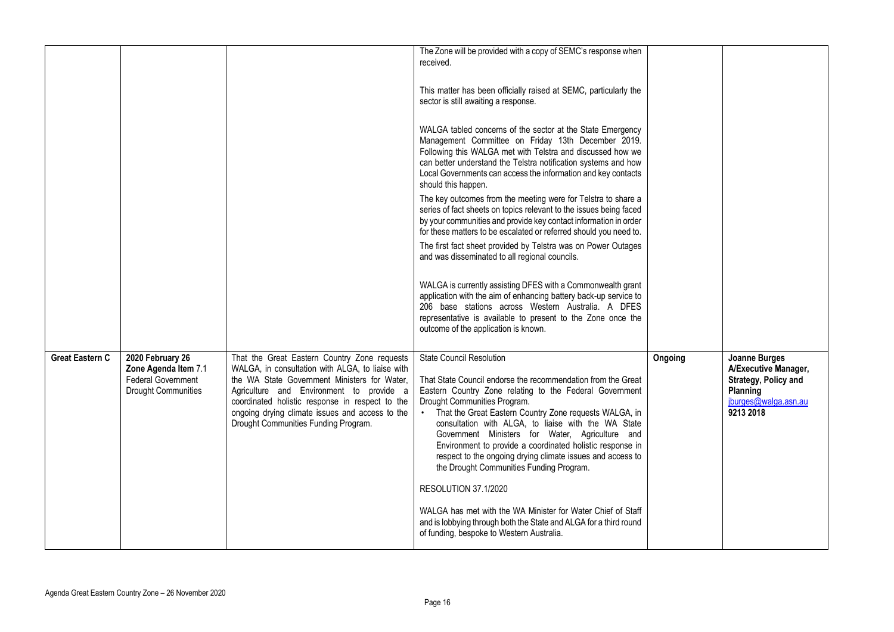| | | | | | |
|---|---|---|---|---|---|
| | | | The Zone will be provided with a copy of SEMC's response when received.<br><br>This matter has been officially raised at SEMC, particularly the sector is still awaiting a response.<br><br>WALGA tabled concerns of the sector at the State Emergency Management Committee on Friday 13th December 2019. Following this WALGA met with Telstra and discussed how we can better understand the Telstra notification systems and how Local Governments can access the information and key contacts should this happen.<br><br>The key outcomes from the meeting were for Telstra to share a series of fact sheets on topics relevant to the issues being faced by your communities and provide key contact information in order for these matters to be escalated or referred should you need to.<br><br>The first fact sheet provided by Telstra was on Power Outages and was disseminated to all regional councils.<br><br>WALGA is currently assisting DFES with a Commonwealth grant application with the aim of enhancing battery back-up service to 206 base stations across Western Australia. A DFES representative is available to present to the Zone once the outcome of the application is known. | | |
| **Great Eastern C** | **2020 February 26 Zone Agenda Item** 7.1 Federal Government Drought Communities | That the Great Eastern Country Zone requests WALGA, in consultation with ALGA, to liaise with the WA State Government Ministers for Water, Agriculture and Environment to provide a coordinated holistic response in respect to the ongoing drying climate issues and access to the Drought Communities Funding Program. | State Council Resolution<br><br>That State Council endorse the recommendation from the Great Eastern Country Zone relating to the Federal Government Drought Communities Program.<br>• That the Great Eastern Country Zone requests WALGA, in consultation with ALGA, to liaise with the WA State Government Ministers for Water, Agriculture and Environment to provide a coordinated holistic response in respect to the ongoing drying climate issues and access to the Drought Communities Funding Program.<br><br>RESOLUTION 37.1/2020<br><br>WALGA has met with the WA Minister for Water Chief of Staff and is lobbying through both the State and ALGA for a third round of funding, bespoke to Western Australia. | **Ongoing** | **Joanne Burges A/Executive Manager, Strategy, Policy and Planning** jburges@walga.asn.au **9213 2018** |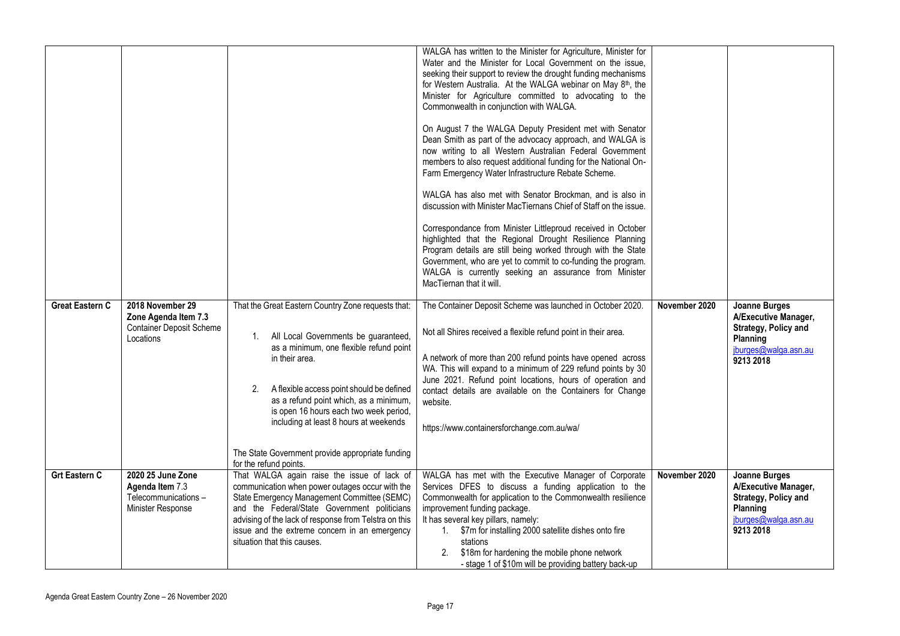| | | | | | |
|---|---|---|---|---|---|
| | | | WALGA has written to the Minister for Agriculture, Minister for Water and the Minister for Local Government on the issue, seeking their support to review the drought funding mechanisms for Western Australia. At the WALGA webinar on May 8th, the Minister for Agriculture committed to advocating to the Commonwealth in conjunction with WALGA.<br><br>On August 7 the WALGA Deputy President met with Senator Dean Smith as part of the advocacy approach, and WALGA is now writing to all Western Australian Federal Government members to also request additional funding for the National On-Farm Emergency Water Infrastructure Rebate Scheme.<br><br>WALGA has also met with Senator Brockman, and is also in discussion with Minister MacTiernans Chief of Staff on the issue.<br><br>Correspondance from Minister Littleproud received in October highlighted that the Regional Drought Resilience Planning Program details are still being worked through with the State Government, who are yet to commit to co-funding the program. WALGA is currently seeking an assurance from Minister MacTiernan that it will. | | |
| **Great Eastern C** | **2018 November 29 Zone Agenda Item 7.3** Container Deposit Scheme Locations | That the Great Eastern Country Zone requests that:<br><br>1. All Local Governments be guaranteed, as a minimum, one flexible refund point in their area.<br><br>2. A flexible access point should be defined as a refund point which, as a minimum, is open 16 hours each two week period, including at least 8 hours at weekends<br><br>The State Government provide appropriate funding for the refund points. | The Container Deposit Scheme was launched in October 2020.<br><br>Not all Shires received a flexible refund point in their area.<br><br>A network of more than 200 refund points have opened across WA. This will expand to a minimum of 229 refund points by 30 June 2021. Refund point locations, hours of operation and contact details are available on the Containers for Change website.<br><br>https://www.containersforchange.com.au/wa/ | November 2020 | **Joanne Burges A/Executive Manager, Strategy, Policy and Planning** jburges@walga.asn.au **9213 2018** |
| **Grt Eastern C** | **2020 25 June Zone Agenda Item** 7.3 Telecommunications – Minister Response | That WALGA again raise the issue of lack of communication when power outages occur with the State Emergency Management Committee (SEMC) and the Federal/State Government politicians advising of the lack of response from Telstra on this issue and the extreme concern in an emergency situation that this causes. | WALGA has met with the Executive Manager of Corporate Services DFES to discuss a funding application to the Commonwealth for application to the Commonwealth resilience improvement funding package.<br>It has several key pillars, namely:<br>1. $7m for installing 2000 satellite dishes onto fire stations<br>2. $18m for hardening the mobile phone network - stage 1 of $10m will be providing battery back-up | November 2020 | **Joanne Burges A/Executive Manager, Strategy, Policy and Planning** jburges@walga.asn.au **9213 2018** |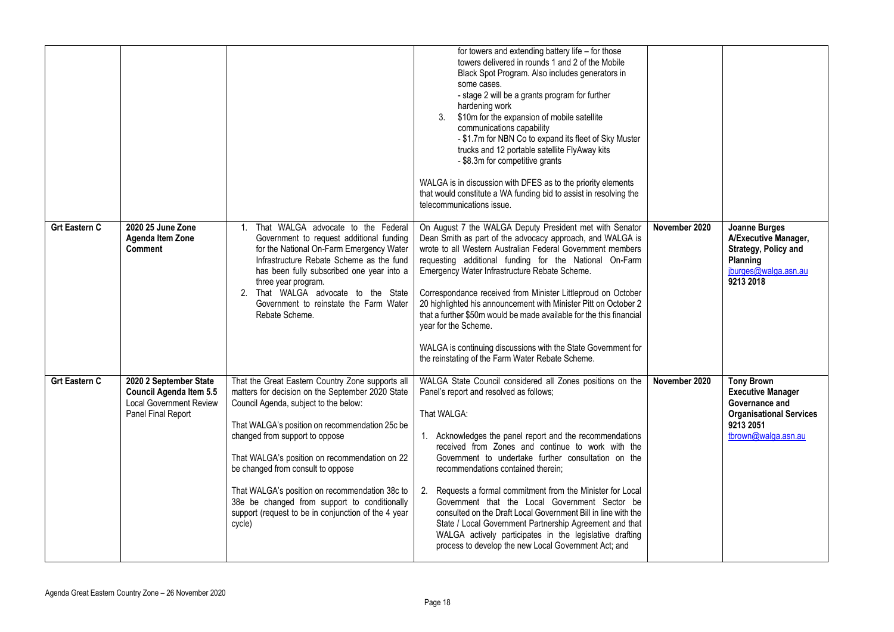| | | | | | |
|---|---|---|---|---|---|
| | | | for towers and extending battery life – for those towers delivered in rounds 1 and 2 of the Mobile Black Spot Program. Also includes generators in some cases.<br>- stage 2 will be a grants program for further hardening work<br>3. $10m for the expansion of mobile satellite communications capability<br>- $1.7m for NBN Co to expand its fleet of Sky Muster trucks and 12 portable satellite FlyAway kits<br>- $8.3m for competitive grants<br><br>WALGA is in discussion with DFES as to the priority elements that would constitute a WA funding bid to assist in resolving the telecommunications issue. | | |
| **Grt Eastern C** | **2020 25 June Zone Agenda Item Zone Comment** | 1. That WALGA advocate to the Federal Government to request additional funding for the National On-Farm Emergency Water Infrastructure Rebate Scheme as the fund has been fully subscribed one year into a three year program.<br>2. That WALGA advocate to the State Government to reinstate the Farm Water Rebate Scheme. | On August 7 the WALGA Deputy President met with Senator Dean Smith as part of the advocacy approach, and WALGA is wrote to all Western Australian Federal Government members requesting additional funding for the National On-Farm Emergency Water Infrastructure Rebate Scheme.<br><br>Correspondance received from Minister Littleproud on October 20 highlighted his announcement with Minister Pitt on October 2 that a further $50m would be made available for the this financial year for the Scheme.<br><br>WALGA is continuing discussions with the State Government for the reinstating of the Farm Water Rebate Scheme. | **November 2020** | **Joanne Burges A/Executive Manager, Strategy, Policy and Planning** jburges@walga.asn.au **9213 2018** |
| **Grt Eastern C** | **2020 2 September State Council Agenda Item 5.5 Local Government Review Panel Final Report** | That the Great Eastern Country Zone supports all matters for decision on the September 2020 State Council Agenda, subject to the below:<br><br>That WALGA's position on recommendation 25c be changed from support to oppose<br><br>That WALGA's position on recommendation on 22 be changed from consult to oppose<br><br>That WALGA's position on recommendation 38c to 38e be changed from support to conditionally support (request to be in conjunction of the 4 year cycle) | WALGA State Council considered all Zones positions on the Panel's report and resolved as follows;<br><br>That WALGA:<br><br>1. Acknowledges the panel report and the recommendations received from Zones and continue to work with the Government to undertake further consultation on the recommendations contained therein;<br><br>2. Requests a formal commitment from the Minister for Local Government that the Local Government Sector be consulted on the Draft Local Government Bill in line with the State / Local Government Partnership Agreement and that WALGA actively participates in the legislative drafting process to develop the new Local Government Act; and | **November 2020** | **Tony Brown Executive Manager Governance and Organisational Services 9213 2051** tbrown@walga.asn.au |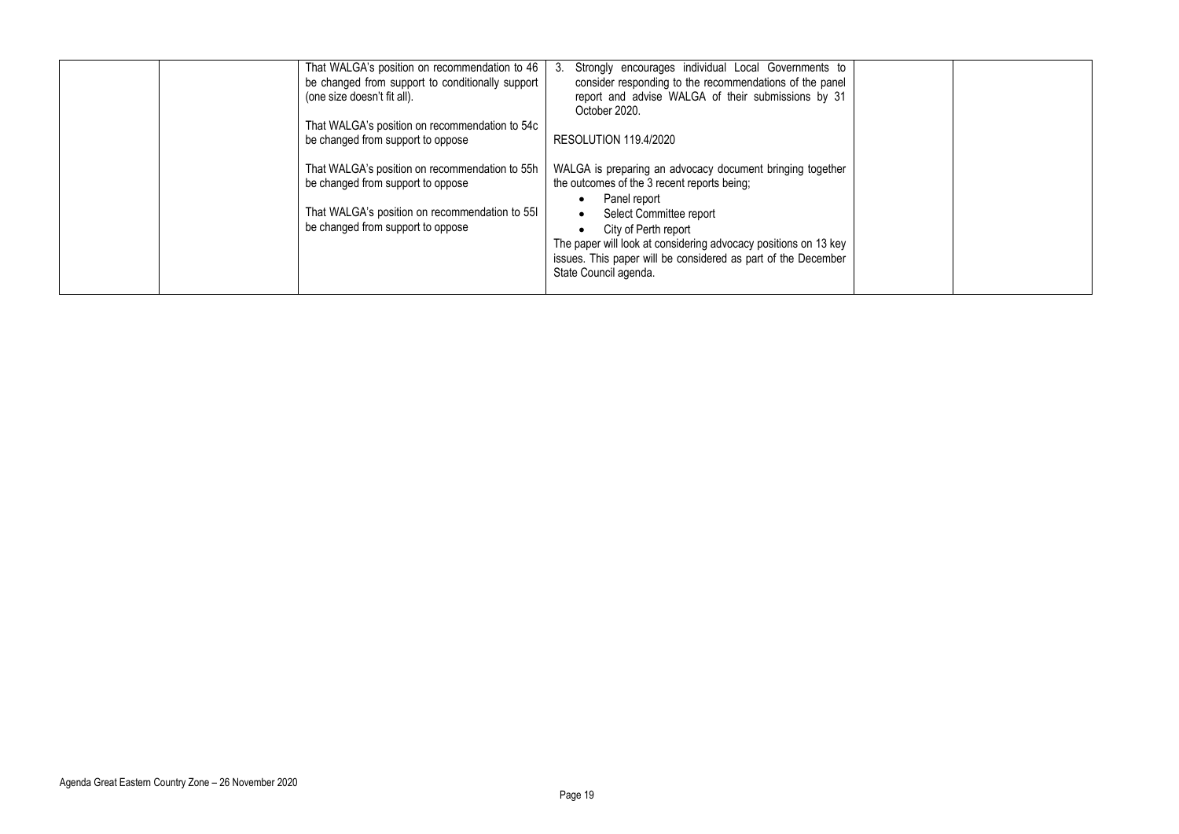| | | | | | |
|---|---|---|---|---|---|
| | | That WALGA's position on recommendation to 46 be changed from support to conditionally support (one size doesn't fit all).<br><br>That WALGA's position on recommendation to 54c be changed from support to oppose<br><br>That WALGA's position on recommendation to 55h be changed from support to oppose<br><br>That WALGA's position on recommendation to 55I be changed from support to oppose | 3. Strongly encourages individual Local Governments to consider responding to the recommendations of the panel report and advise WALGA of their submissions by 31 October 2020.<br><br>RESOLUTION 119.4/2020<br><br>WALGA is preparing an advocacy document bringing together the outcomes of the 3 recent reports being;<br>• Panel report<br>• Select Committee report<br>• City of Perth report<br>The paper will look at considering advocacy positions on 13 key issues. This paper will be considered as part of the December State Council agenda. | | |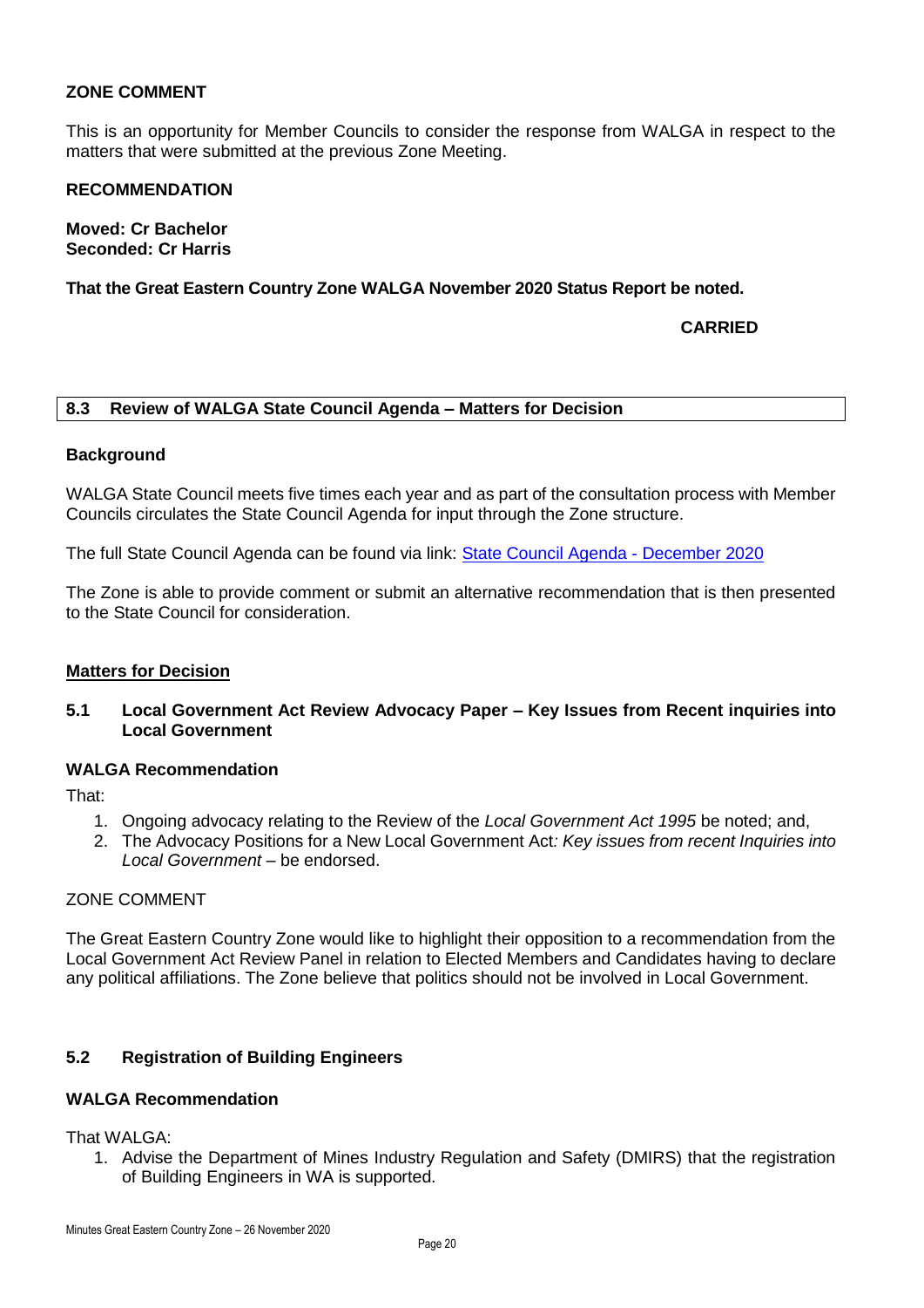**ZONE COMMENT**

This is an opportunity for Member Councils to consider the response from WALGA in respect to the matters that were submitted at the previous Zone Meeting.

**RECOMMENDATION**

**Moved: Cr Bachelor**
**Seconded: Cr Harris**

**That the Great Eastern Country Zone WALGA November 2020 Status Report be noted.**

**CARRIED**

## 8.3 Review of WALGA State Council Agenda – Matters for Decision

**Background**

WALGA State Council meets five times each year and as part of the consultation process with Member Councils circulates the State Council Agenda for input through the Zone structure.

The full State Council Agenda can be found via link: State Council Agenda - December 2020

The Zone is able to provide comment or submit an alternative recommendation that is then presented to the State Council for consideration.

**Matters for Decision**

### 5.1 Local Government Act Review Advocacy Paper – Key Issues from Recent inquiries into Local Government

**WALGA Recommendation**

That:

1. Ongoing advocacy relating to the Review of the *Local Government Act 1995* be noted; and,
2. The Advocacy Positions for a New Local Government Act*: Key issues from recent Inquiries into Local Government* – be endorsed.

ZONE COMMENT

The Great Eastern Country Zone would like to highlight their opposition to a recommendation from the Local Government Act Review Panel in relation to Elected Members and Candidates having to declare any political affiliations. The Zone believe that politics should not be involved in Local Government.

### 5.2 Registration of Building Engineers

**WALGA Recommendation**

That WALGA:

1. Advise the Department of Mines Industry Regulation and Safety (DMIRS) that the registration of Building Engineers in WA is supported.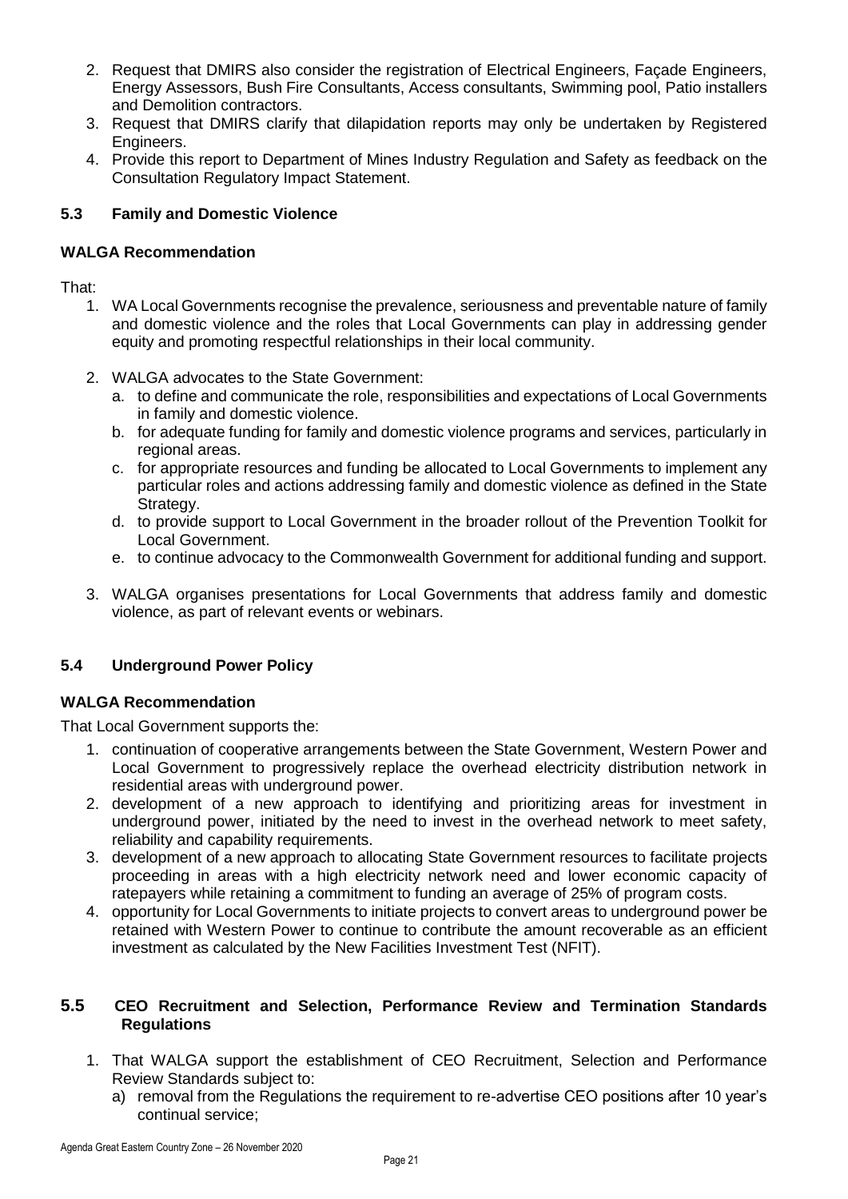2. Request that DMIRS also consider the registration of Electrical Engineers, Façade Engineers, Energy Assessors, Bush Fire Consultants, Access consultants, Swimming pool, Patio installers and Demolition contractors.
3. Request that DMIRS clarify that dilapidation reports may only be undertaken by Registered Engineers.
4. Provide this report to Department of Mines Industry Regulation and Safety as feedback on the Consultation Regulatory Impact Statement.

### 5.3 Family and Domestic Violence

**WALGA Recommendation**

That:

1. WA Local Governments recognise the prevalence, seriousness and preventable nature of family and domestic violence and the roles that Local Governments can play in addressing gender equity and promoting respectful relationships in their local community.

2. WALGA advocates to the State Government:
   a. to define and communicate the role, responsibilities and expectations of Local Governments in family and domestic violence.
   b. for adequate funding for family and domestic violence programs and services, particularly in regional areas.
   c. for appropriate resources and funding be allocated to Local Governments to implement any particular roles and actions addressing family and domestic violence as defined in the State Strategy.
   d. to provide support to Local Government in the broader rollout of the Prevention Toolkit for Local Government.
   e. to continue advocacy to the Commonwealth Government for additional funding and support.

3. WALGA organises presentations for Local Governments that address family and domestic violence, as part of relevant events or webinars.

### 5.4 Underground Power Policy

**WALGA Recommendation**

That Local Government supports the:

1. continuation of cooperative arrangements between the State Government, Western Power and Local Government to progressively replace the overhead electricity distribution network in residential areas with underground power.
2. development of a new approach to identifying and prioritizing areas for investment in underground power, initiated by the need to invest in the overhead network to meet safety, reliability and capability requirements.
3. development of a new approach to allocating State Government resources to facilitate projects proceeding in areas with a high electricity network need and lower economic capacity of ratepayers while retaining a commitment to funding an average of 25% of program costs.
4. opportunity for Local Governments to initiate projects to convert areas to underground power be retained with Western Power to continue to contribute the amount recoverable as an efficient investment as calculated by the New Facilities Investment Test (NFIT).

### 5.5 CEO Recruitment and Selection, Performance Review and Termination Standards Regulations

1. That WALGA support the establishment of CEO Recruitment, Selection and Performance Review Standards subject to:
   a) removal from the Regulations the requirement to re-advertise CEO positions after 10 year's continual service;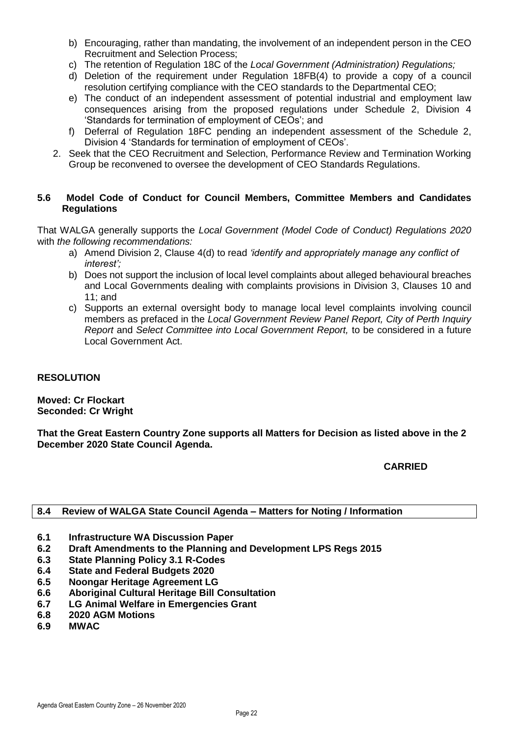b) Encouraging, rather than mandating, the involvement of an independent person in the CEO Recruitment and Selection Process;
c) The retention of Regulation 18C of the *Local Government (Administration) Regulations;*
d) Deletion of the requirement under Regulation 18FB(4) to provide a copy of a council resolution certifying compliance with the CEO standards to the Departmental CEO;
e) The conduct of an independent assessment of potential industrial and employment law consequences arising from the proposed regulations under Schedule 2, Division 4 'Standards for termination of employment of CEOs'; and
f) Deferral of Regulation 18FC pending an independent assessment of the Schedule 2, Division 4 'Standards for termination of employment of CEOs'.

2. Seek that the CEO Recruitment and Selection, Performance Review and Termination Working Group be reconvened to oversee the development of CEO Standards Regulations.

**5.6 Model Code of Conduct for Council Members, Committee Members and Candidates Regulations**

That WALGA generally supports the *Local Government (Model Code of Conduct) Regulations 2020* with *the following recommendations:*

a) Amend Division 2, Clause 4(d) to read *'identify and appropriately manage any conflict of interest';*
b) Does not support the inclusion of local level complaints about alleged behavioural breaches and Local Governments dealing with complaints provisions in Division 3, Clauses 10 and 11; and
c) Supports an external oversight body to manage local level complaints involving council members as prefaced in the *Local Government Review Panel Report, City of Perth Inquiry Report* and *Select Committee into Local Government Report,* to be considered in a future Local Government Act.

**RESOLUTION**

**Moved: Cr Flockart**
**Seconded: Cr Wright**

**That the Great Eastern Country Zone supports all Matters for Decision as listed above in the 2 December 2020 State Council Agenda.**

**CARRIED**

**8.4 Review of WALGA State Council Agenda – Matters for Noting / Information**

**6.1 Infrastructure WA Discussion Paper**
**6.2 Draft Amendments to the Planning and Development LPS Regs 2015**
**6.3 State Planning Policy 3.1 R-Codes**
**6.4 State and Federal Budgets 2020**
**6.5 Noongar Heritage Agreement LG**
**6.6 Aboriginal Cultural Heritage Bill Consultation**
**6.7 LG Animal Welfare in Emergencies Grant**
**6.8 2020 AGM Motions**
**6.9 MWAC**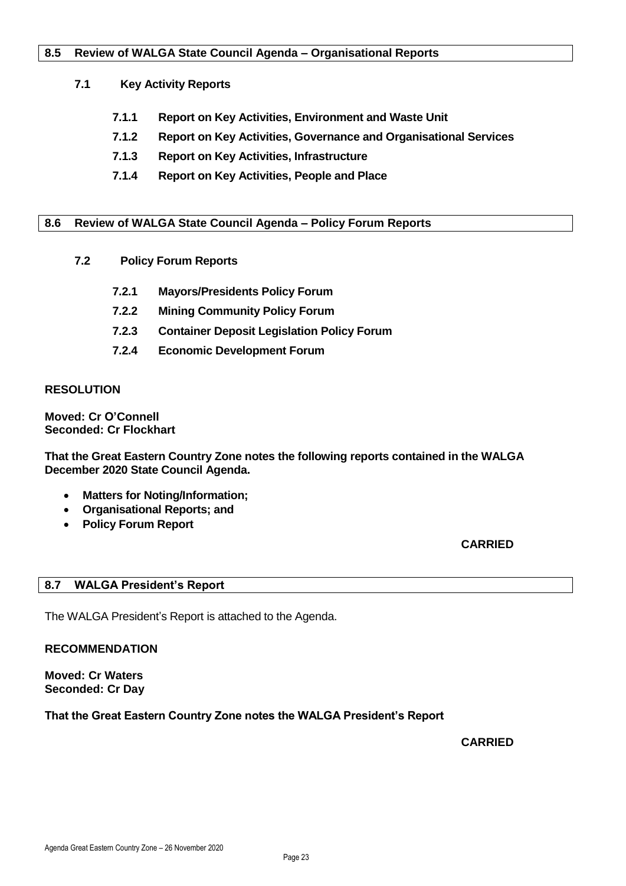## 8.5 Review of WALGA State Council Agenda – Organisational Reports

### 7.1 Key Activity Reports

**7.1.1 Report on Key Activities, Environment and Waste Unit**

**7.1.2 Report on Key Activities, Governance and Organisational Services**

**7.1.3 Report on Key Activities, Infrastructure**

**7.1.4 Report on Key Activities, People and Place**

## 8.6 Review of WALGA State Council Agenda – Policy Forum Reports

### 7.2 Policy Forum Reports

**7.2.1 Mayors/Presidents Policy Forum**

**7.2.2 Mining Community Policy Forum**

**7.2.3 Container Deposit Legislation Policy Forum**

**7.2.4 Economic Development Forum**

**RESOLUTION**

**Moved: Cr O'Connell**
**Seconded: Cr Flockhart**

**That the Great Eastern Country Zone notes the following reports contained in the WALGA December 2020 State Council Agenda.**

- **Matters for Noting/Information;**
- **Organisational Reports; and**
- **Policy Forum Report**

**CARRIED**

## 8.7 WALGA President's Report

The WALGA President's Report is attached to the Agenda.

**RECOMMENDATION**

**Moved: Cr Waters**
**Seconded: Cr Day**

**That the Great Eastern Country Zone notes the WALGA President's Report**

**CARRIED**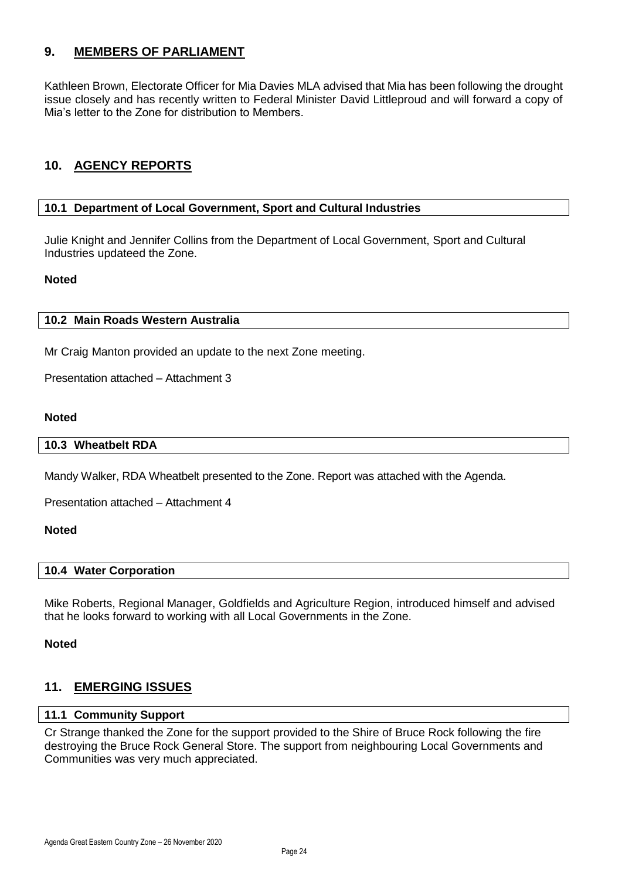## 9. MEMBERS OF PARLIAMENT

Kathleen Brown, Electorate Officer for Mia Davies MLA advised that Mia has been following the drought issue closely and has recently written to Federal Minister David Littleproud and will forward a copy of Mia's letter to the Zone for distribution to Members.

## 10. AGENCY REPORTS

### 10.1 Department of Local Government, Sport and Cultural Industries

Julie Knight and Jennifer Collins from the Department of Local Government, Sport and Cultural Industries updateed the Zone.

**Noted**

### 10.2 Main Roads Western Australia

Mr Craig Manton provided an update to the next Zone meeting.

Presentation attached – Attachment 3

**Noted**

### 10.3 Wheatbelt RDA

Mandy Walker, RDA Wheatbelt presented to the Zone. Report was attached with the Agenda.

Presentation attached – Attachment 4

**Noted**

### 10.4 Water Corporation

Mike Roberts, Regional Manager, Goldfields and Agriculture Region, introduced himself and advised that he looks forward to working with all Local Governments in the Zone.

**Noted**

## 11. EMERGING ISSUES

### 11.1 Community Support

Cr Strange thanked the Zone for the support provided to the Shire of Bruce Rock following the fire destroying the Bruce Rock General Store. The support from neighbouring Local Governments and Communities was very much appreciated.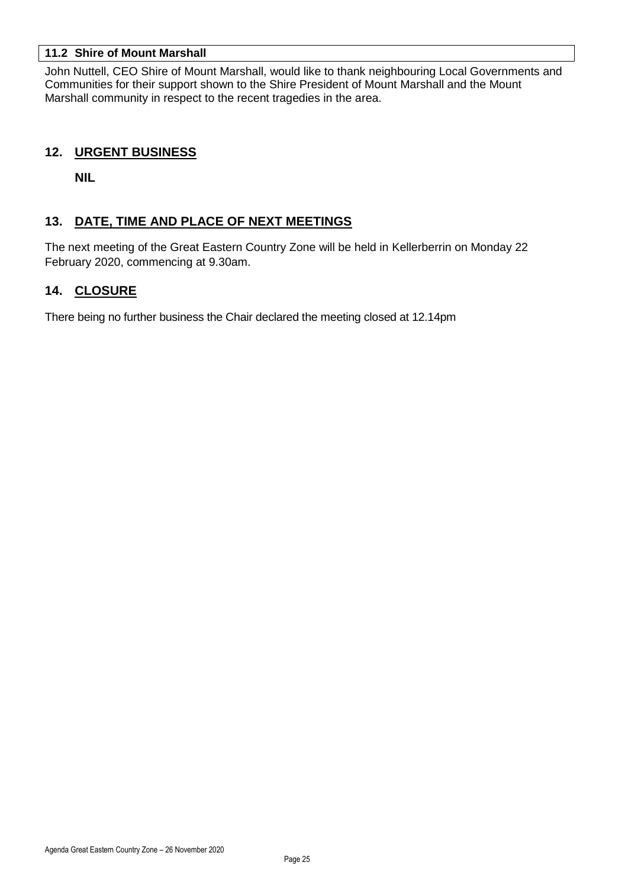### 11.2 Shire of Mount Marshall

John Nuttell, CEO Shire of Mount Marshall, would like to thank neighbouring Local Governments and Communities for their support shown to the Shire President of Mount Marshall and the Mount Marshall community in respect to the recent tragedies in the area.

## 12. URGENT BUSINESS

**NIL**

## 13. DATE, TIME AND PLACE OF NEXT MEETINGS

The next meeting of the Great Eastern Country Zone will be held in Kellerberrin on Monday 22 February 2020, commencing at 9.30am.

## 14. CLOSURE

There being no further business the Chair declared the meeting closed at 12.14pm